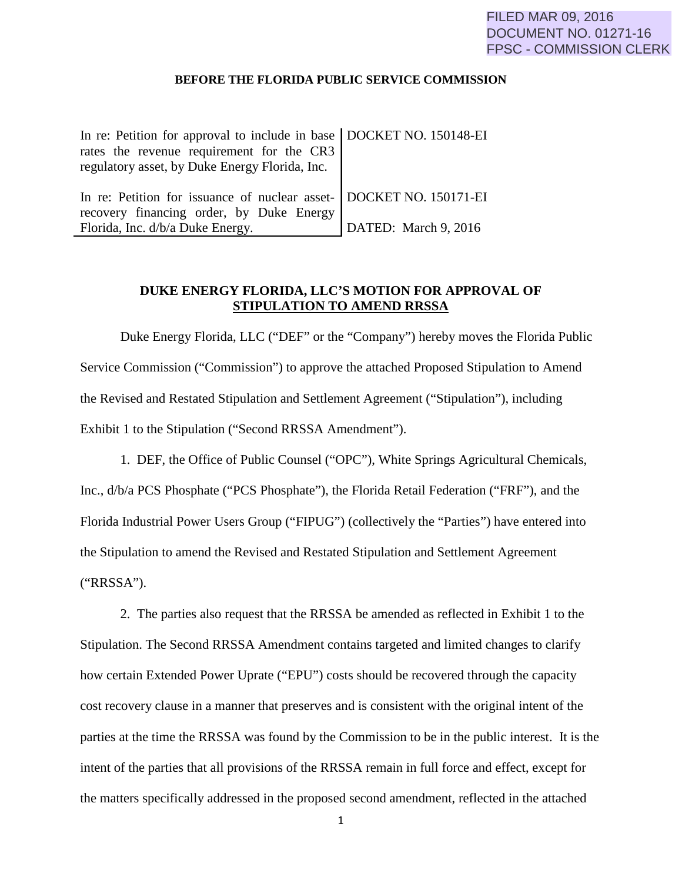FILED MAR 09, 2016
DOCUMENT NO. 01271-16
FPSC - COMMISSION CLERK

**BEFORE THE FLORIDA PUBLIC SERVICE COMMISSION**

| | |
|---|---|
| In re: Petition for approval to include in base rates the revenue requirement for the CR3 regulatory asset, by Duke Energy Florida, Inc. | DOCKET NO. 150148-EI |
| In re: Petition for issuance of nuclear asset-recovery financing order, by Duke Energy Florida, Inc. d/b/a Duke Energy. | DOCKET NO. 150171-EI<br>DATED: March 9, 2016 |

**DUKE ENERGY FLORIDA, LLC'S MOTION FOR APPROVAL OF STIPULATION TO AMEND RRSSA**

Duke Energy Florida, LLC ("DEF" or the "Company") hereby moves the Florida Public Service Commission ("Commission") to approve the attached Proposed Stipulation to Amend the Revised and Restated Stipulation and Settlement Agreement ("Stipulation"), including Exhibit 1 to the Stipulation ("Second RRSSA Amendment").

1. DEF, the Office of Public Counsel ("OPC"), White Springs Agricultural Chemicals, Inc., d/b/a PCS Phosphate ("PCS Phosphate"), the Florida Retail Federation ("FRF"), and the Florida Industrial Power Users Group ("FIPUG") (collectively the "Parties") have entered into the Stipulation to amend the Revised and Restated Stipulation and Settlement Agreement ("RRSSA").

2. The parties also request that the RRSSA be amended as reflected in Exhibit 1 to the Stipulation. The Second RRSSA Amendment contains targeted and limited changes to clarify how certain Extended Power Uprate ("EPU") costs should be recovered through the capacity cost recovery clause in a manner that preserves and is consistent with the original intent of the parties at the time the RRSSA was found by the Commission to be in the public interest. It is the intent of the parties that all provisions of the RRSSA remain in full force and effect, except for the matters specifically addressed in the proposed second amendment, reflected in the attached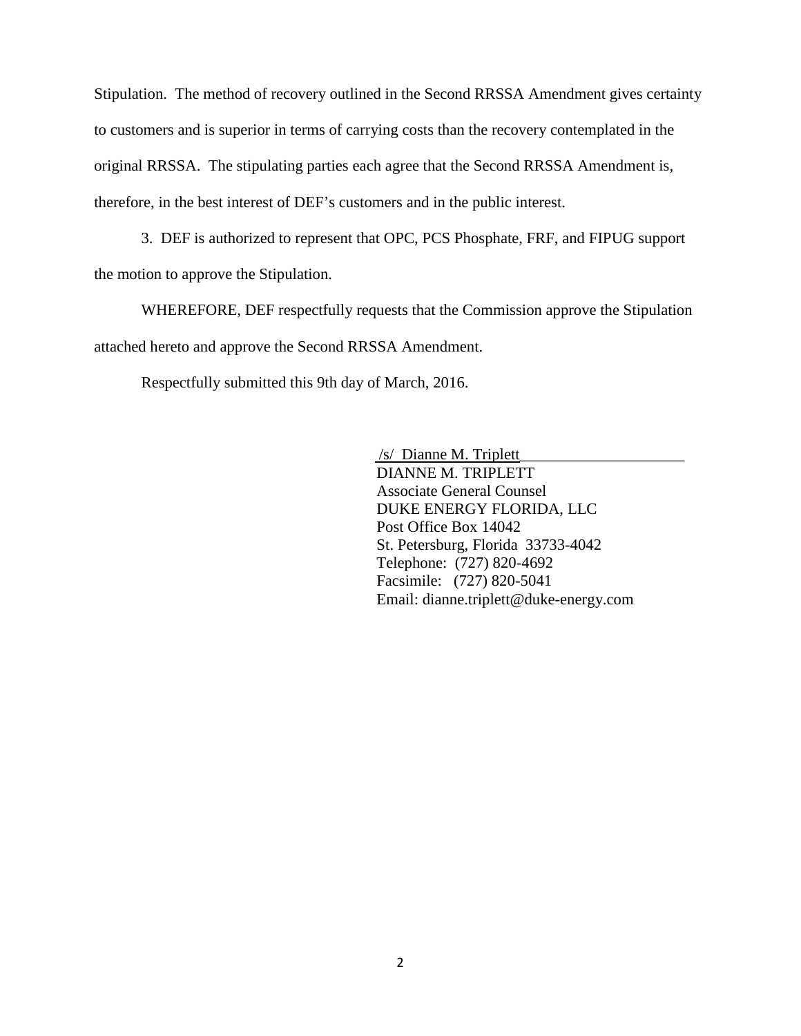Stipulation. The method of recovery outlined in the Second RRSSA Amendment gives certainty to customers and is superior in terms of carrying costs than the recovery contemplated in the original RRSSA. The stipulating parties each agree that the Second RRSSA Amendment is, therefore, in the best interest of DEF's customers and in the public interest.

3. DEF is authorized to represent that OPC, PCS Phosphate, FRF, and FIPUG support the motion to approve the Stipulation.

WHEREFORE, DEF respectfully requests that the Commission approve the Stipulation attached hereto and approve the Second RRSSA Amendment.

Respectfully submitted this 9th day of March, 2016.

/s/ Dianne M. Triplett
DIANNE M. TRIPLETT
Associate General Counsel
DUKE ENERGY FLORIDA, LLC
Post Office Box 14042
St. Petersburg, Florida 33733-4042
Telephone: (727) 820-4692
Facsimile: (727) 820-5041
Email: dianne.triplett@duke-energy.com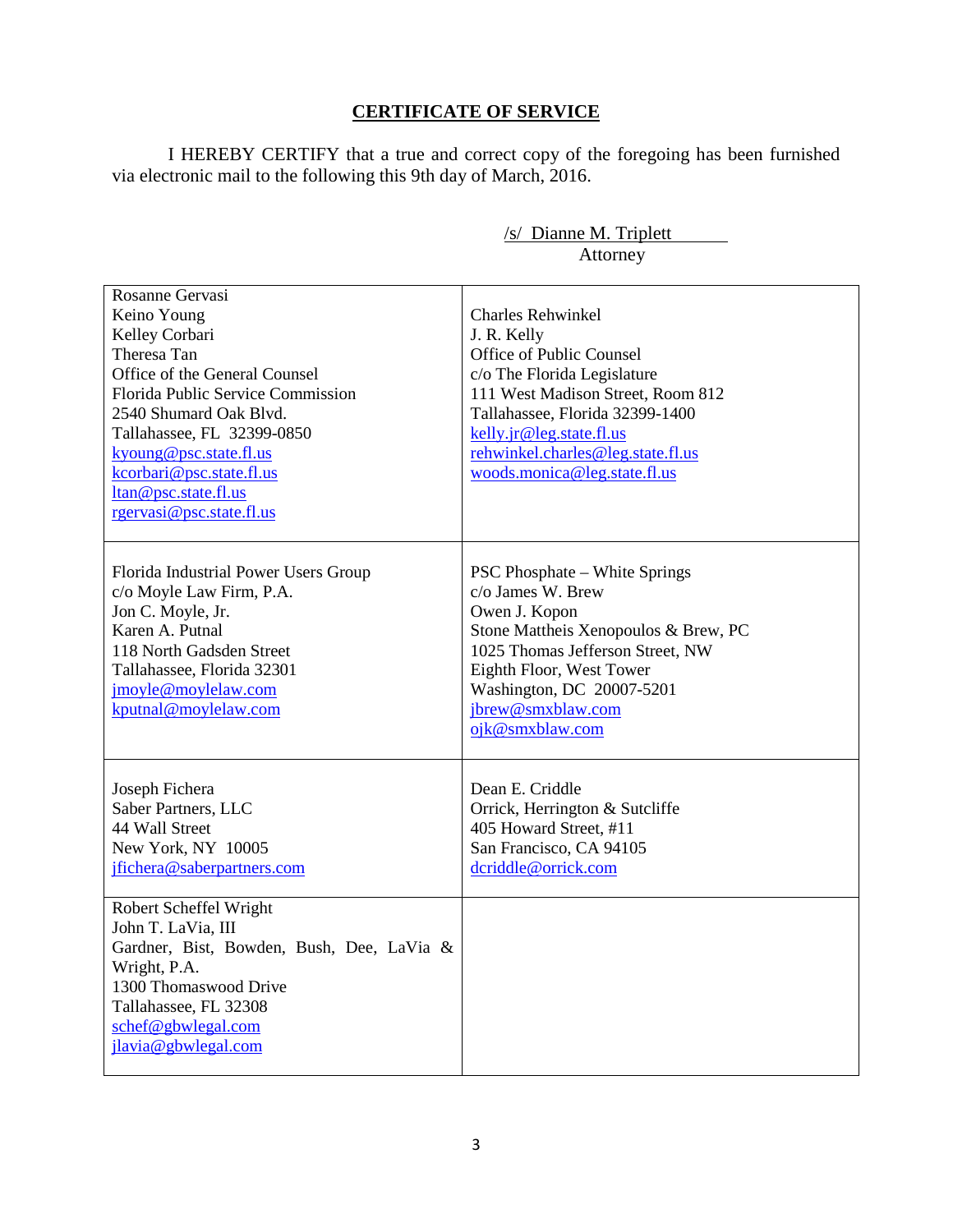## CERTIFICATE OF SERVICE

I HEREBY CERTIFY that a true and correct copy of the foregoing has been furnished via electronic mail to the following this 9th day of March, 2016.

/s/ Dianne M. Triplett
Attorney

| | |
|---|---|
| Rosanne Gervasi<br>Keino Young<br>Kelley Corbari<br>Theresa Tan<br>Office of the General Counsel<br>Florida Public Service Commission<br>2540 Shumard Oak Blvd.<br>Tallahassee, FL 32399-0850<br>kyoung@psc.state.fl.us<br>kcorbari@psc.state.fl.us<br>ltan@psc.state.fl.us<br>rgervasi@psc.state.fl.us | Charles Rehwinkel<br>J. R. Kelly<br>Office of Public Counsel<br>c/o The Florida Legislature<br>111 West Madison Street, Room 812<br>Tallahassee, Florida 32399-1400<br>kelly.jr@leg.state.fl.us<br>rehwinkel.charles@leg.state.fl.us<br>woods.monica@leg.state.fl.us |
| Florida Industrial Power Users Group<br>c/o Moyle Law Firm, P.A.<br>Jon C. Moyle, Jr.<br>Karen A. Putnal<br>118 North Gadsden Street<br>Tallahassee, Florida 32301<br>jmoyle@moylelaw.com<br>kputnal@moylelaw.com | PSC Phosphate – White Springs<br>c/o James W. Brew<br>Owen J. Kopon<br>Stone Mattheis Xenopoulos & Brew, PC<br>1025 Thomas Jefferson Street, NW<br>Eighth Floor, West Tower<br>Washington, DC 20007-5201<br>jbrew@smxblaw.com<br>ojk@smxblaw.com |
| Joseph Fichera<br>Saber Partners, LLC<br>44 Wall Street<br>New York, NY 10005<br>jfichera@saberpartners.com | Dean E. Criddle<br>Orrick, Herrington & Sutcliffe<br>405 Howard Street, #11<br>San Francisco, CA 94105<br>dcriddle@orrick.com |
| Robert Scheffel Wright<br>John T. LaVia, III<br>Gardner, Bist, Bowden, Bush, Dee, LaVia & Wright, P.A.<br>1300 Thomaswood Drive<br>Tallahassee, FL 32308<br>schef@gbwlegal.com<br>jlavia@gbwlegal.com | |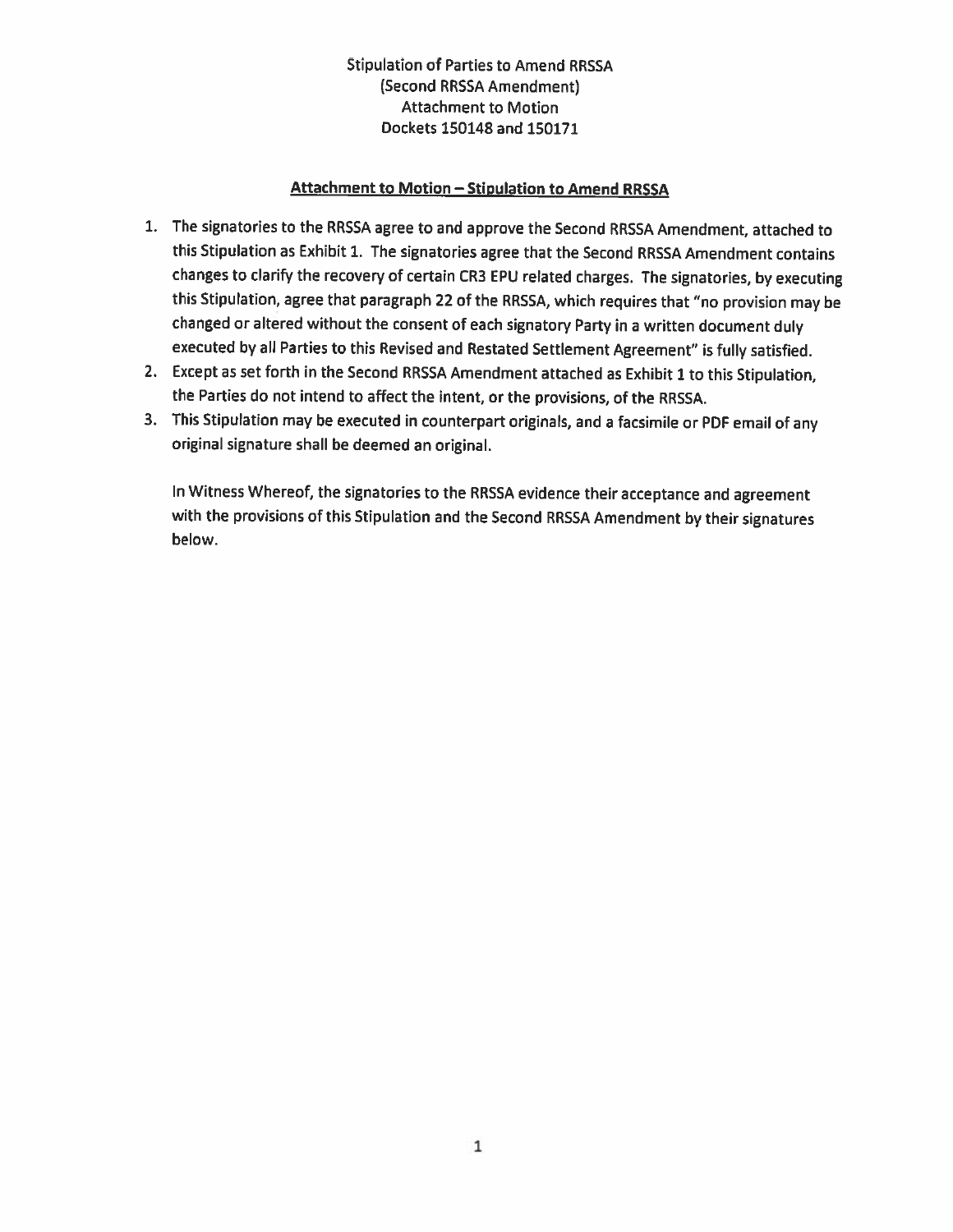Stipulation of Parties to Amend RRSSA
(Second RRSSA Amendment)
Attachment to Motion
Dockets 150148 and 150171

**Attachment to Motion – Stipulation to Amend RRSSA**

1. The signatories to the RRSSA agree to and approve the Second RRSSA Amendment, attached to this Stipulation as Exhibit 1. The signatories agree that the Second RRSSA Amendment contains changes to clarify the recovery of certain CR3 EPU related charges. The signatories, by executing this Stipulation, agree that paragraph 22 of the RRSSA, which requires that "no provision may be changed or altered without the consent of each signatory Party in a written document duly executed by all Parties to this Revised and Restated Settlement Agreement" is fully satisfied.
2. Except as set forth in the Second RRSSA Amendment attached as Exhibit 1 to this Stipulation, the Parties do not intend to affect the intent, or the provisions, of the RRSSA.
3. This Stipulation may be executed in counterpart originals, and a facsimile or PDF email of any original signature shall be deemed an original.

In Witness Whereof, the signatories to the RRSSA evidence their acceptance and agreement with the provisions of this Stipulation and the Second RRSSA Amendment by their signatures below.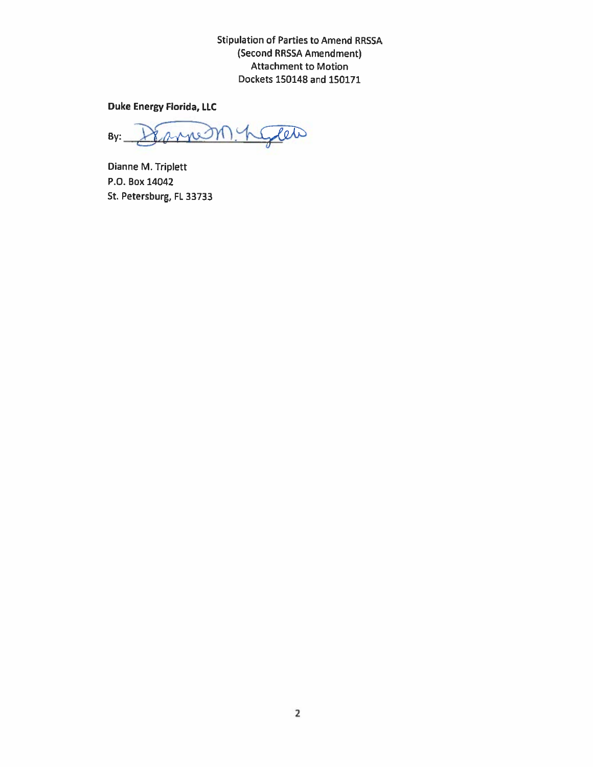Stipulation of Parties to Amend RRSSA
(Second RRSSA Amendment)
Attachment to Motion
Dockets 150148 and 150171

**Duke Energy Florida, LLC**

By: ______________________________

Dianne M. Triplett
P.O. Box 14042
St. Petersburg, FL 33733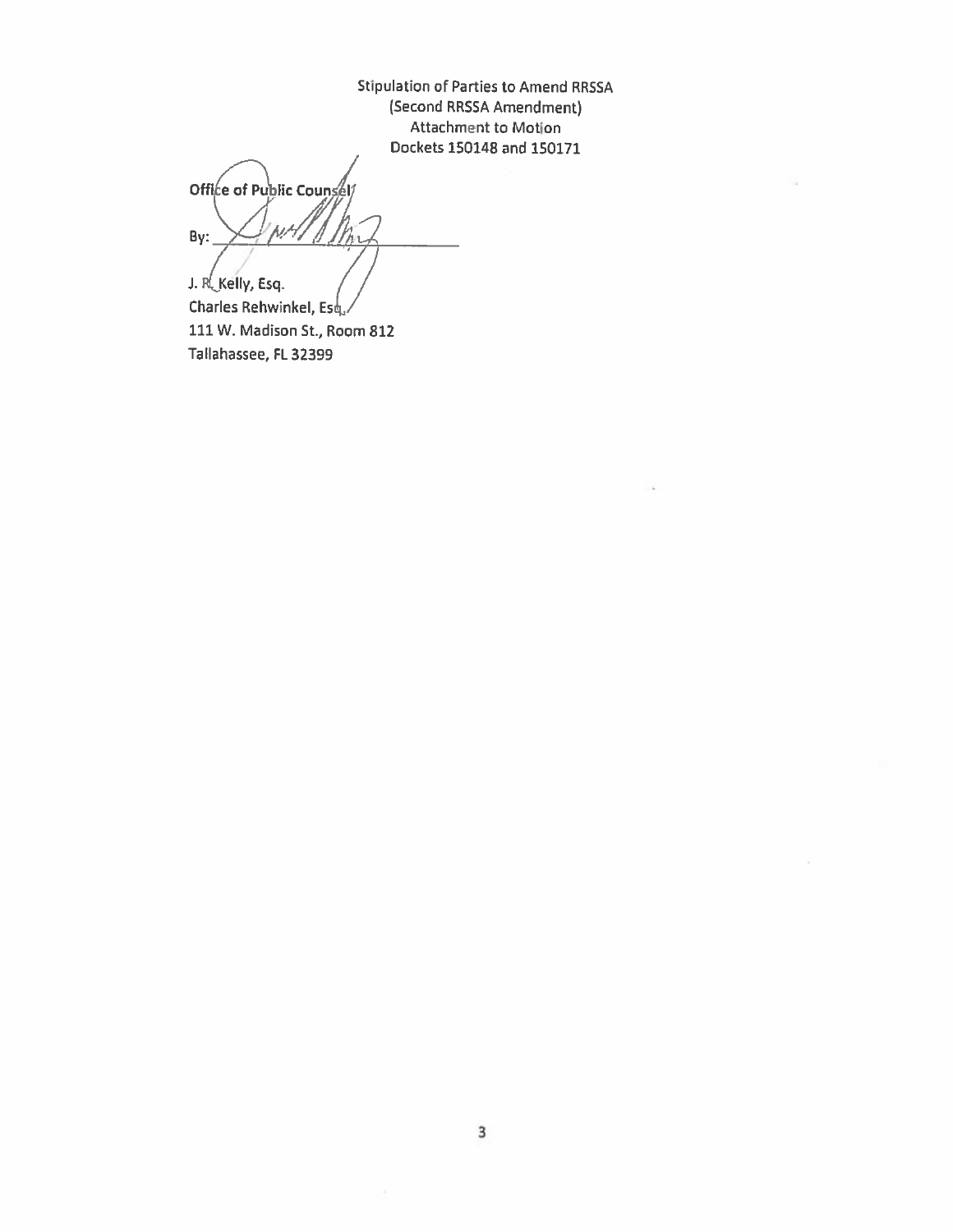Stipulation of Parties to Amend RRSSA
(Second RRSSA Amendment)
Attachment to Motion
Dockets 150148 and 150171

**Office of Public Counsel**

By: ______________________

J. R. Kelly, Esq.
Charles Rehwinkel, Esq.
111 W. Madison St., Room 812
Tallahassee, FL 32399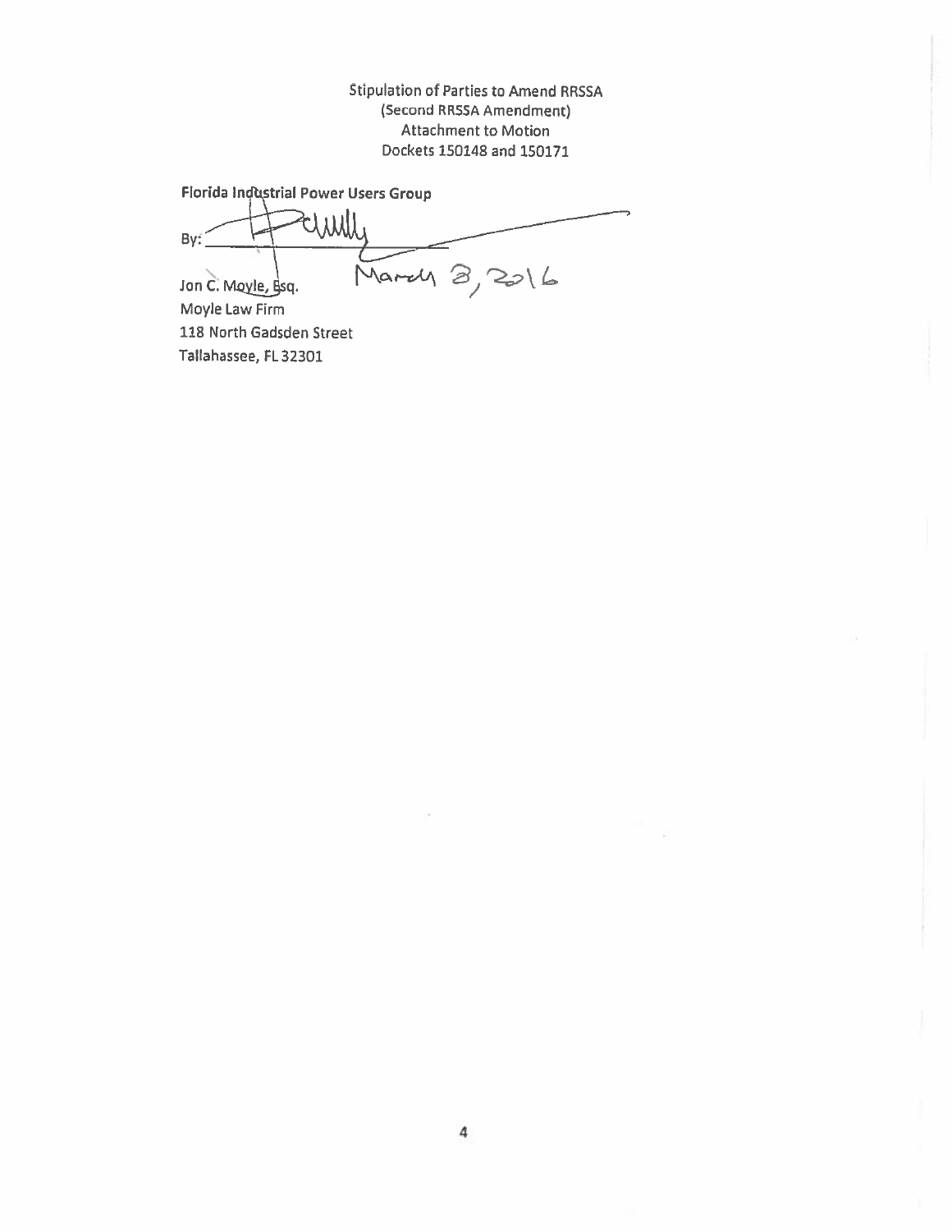Stipulation of Parties to Amend RRSSA
(Second RRSSA Amendment)
Attachment to Motion
Dockets 150148 and 150171

**Florida Industrial Power Users Group**

By: ______________________________

March 3, 2016

Jon C. Moyle, Esq.
Moyle Law Firm
118 North Gadsden Street
Tallahassee, FL 32301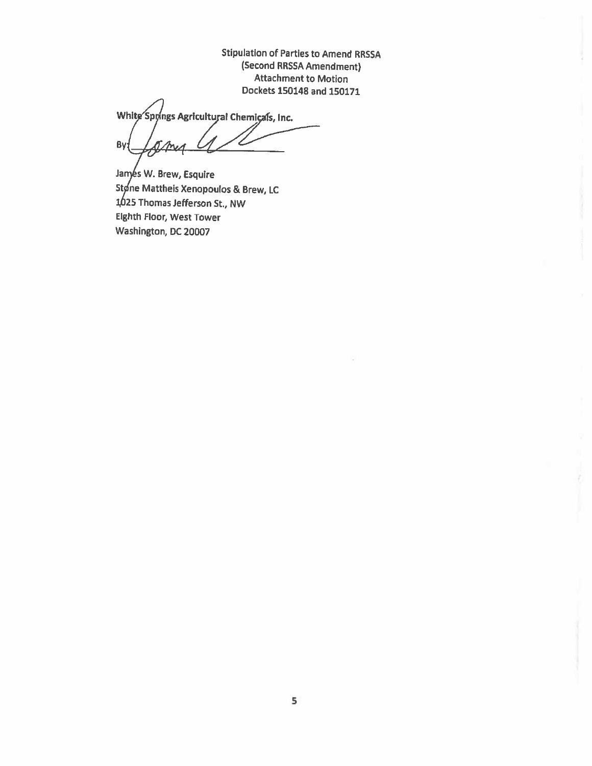Stipulation of Parties to Amend RRSSA
(Second RRSSA Amendment)
Attachment to Motion
Dockets 150148 and 150171

White Springs Agricultural Chemicals, Inc.

By: ______________________

James W. Brew, Esquire
Stone Mattheis Xenopoulos & Brew, LC
1025 Thomas Jefferson St., NW
Eighth Floor, West Tower
Washington, DC 20007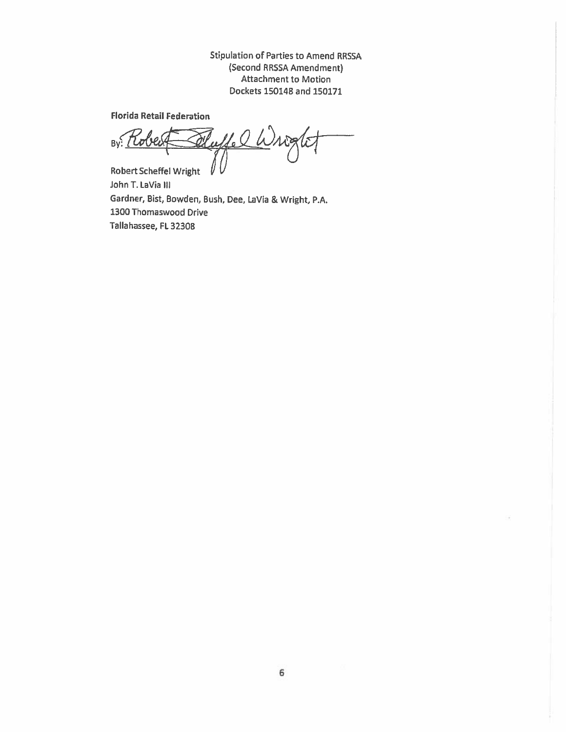Stipulation of Parties to Amend RRSSA
(Second RRSSA Amendment)
Attachment to Motion
Dockets 150148 and 150171

**Florida Retail Federation**

By: Robert Scheffel Wright

Robert Scheffel Wright
John T. LaVia III
Gardner, Bist, Bowden, Bush, Dee, LaVia & Wright, P.A.
1300 Thomaswood Drive
Tallahassee, FL 32308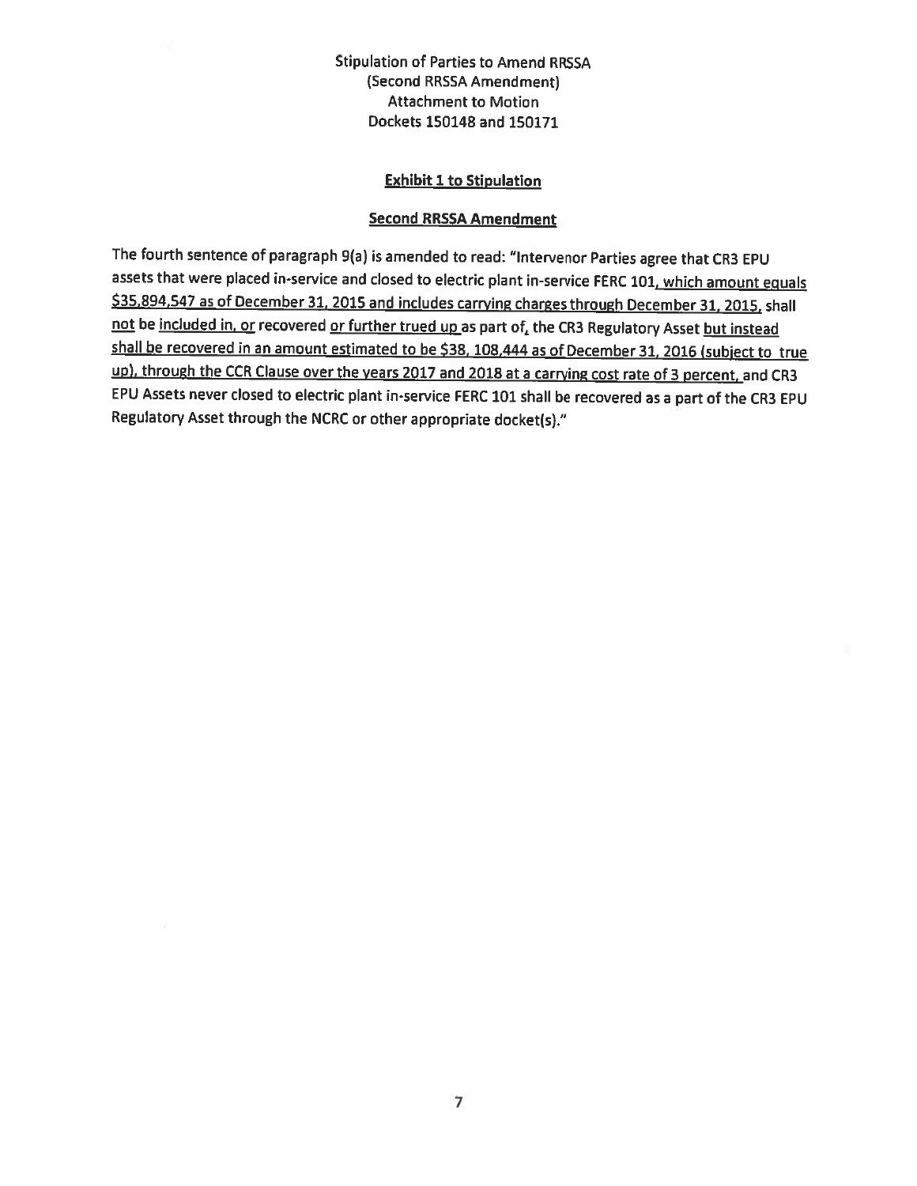Stipulation of Parties to Amend RRSSA
(Second RRSSA Amendment)
Attachment to Motion
Dockets 150148 and 150171

**Exhibit 1 to Stipulation**

**Second RRSSA Amendment**

The fourth sentence of paragraph 9(a) is amended to read: "Intervenor Parties agree that CR3 EPU assets that were placed in-service and closed to electric plant in-service FERC 101, which amount equals $35,894,547 as of December 31, 2015 and includes carrying charges through December 31, 2015, shall not be included in, or recovered or further trued up as part of, the CR3 Regulatory Asset but instead shall be recovered in an amount estimated to be $38, 108,444 as of December 31, 2016 (subject to true up), through the CCR Clause over the years 2017 and 2018 at a carrying cost rate of 3 percent, and CR3 EPU Assets never closed to electric plant in-service FERC 101 shall be recovered as a part of the CR3 EPU Regulatory Asset through the NCRC or other appropriate docket(s)."